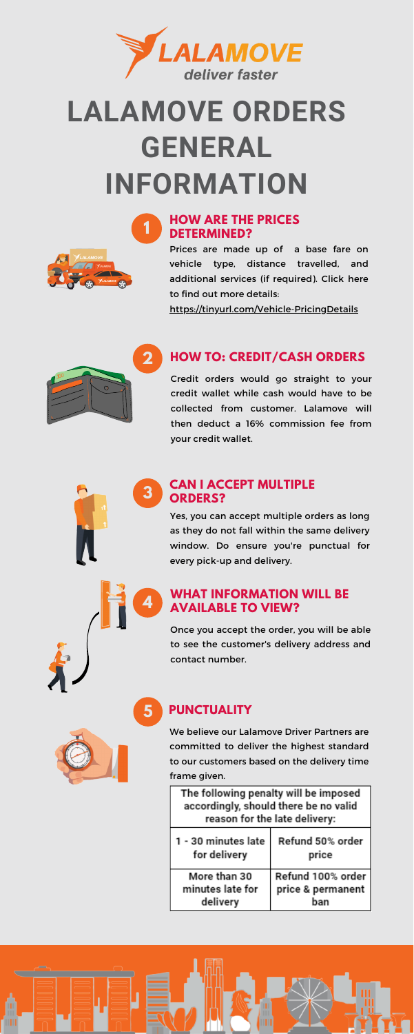LALAMOVE
deliver faster

# LALAMOVE ORDERS GENERAL INFORMATION

## 1 HOW ARE THE PRICES DETERMINED?

Prices are made up of a base fare on vehicle type, distance travelled, and additional services (if required). Click here to find out more details:
https://tinyurl.com/Vehicle-PricingDetails

## 2 HOW TO: CREDIT/CASH ORDERS

Credit orders would go straight to your credit wallet while cash would have to be collected from customer. Lalamove will then deduct a 16% commission fee from your credit wallet.

## 3 CAN I ACCEPT MULTIPLE ORDERS?

Yes, you can accept multiple orders as long as they do not fall within the same delivery window. Do ensure you're punctual for every pick-up and delivery.

## 4 WHAT INFORMATION WILL BE AVAILABLE TO VIEW?

Once you accept the order, you will be able to see the customer's delivery address and contact number.

## 5 PUNCTUALITY

We believe our Lalamove Driver Partners are committed to deliver the highest standard to our customers based on the delivery time frame given.

| The following penalty will be imposed accordingly, should there be no valid reason for the late delivery: | |
|---|---|
| 1 - 30 minutes late for delivery | Refund 50% order price |
| More than 30 minutes late for delivery | Refund 100% order price & permanent ban |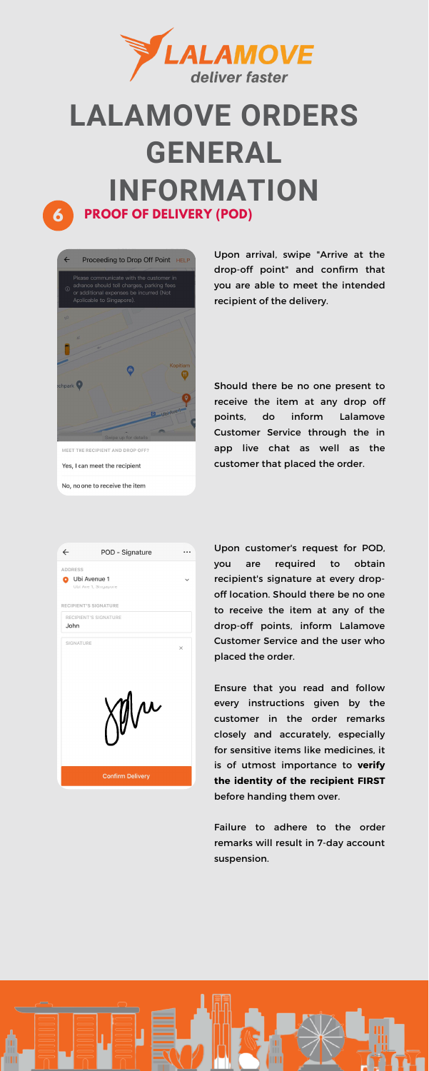LALAMOVE
deliver faster

# LALAMOVE ORDERS GENERAL INFORMATION

## 6 PROOF OF DELIVERY (POD)

Upon arrival, swipe "Arrive at the drop-off point" and confirm that you are able to meet the intended recipient of the delivery.

Should there be no one present to receive the item at any drop off points, do inform Lalamove Customer Service through the in app live chat as well as the customer that placed the order.

Upon customer's request for POD, you are required to obtain recipient's signature at every drop-off location. Should there be no one to receive the item at any of the drop-off points, inform Lalamove Customer Service and the user who placed the order.

Ensure that you read and follow every instructions given by the customer in the order remarks closely and accurately, especially for sensitive items like medicines, it is of utmost importance to **verify the identity of the recipient FIRST** before handing them over.

Failure to adhere to the order remarks will result in 7-day account suspension.